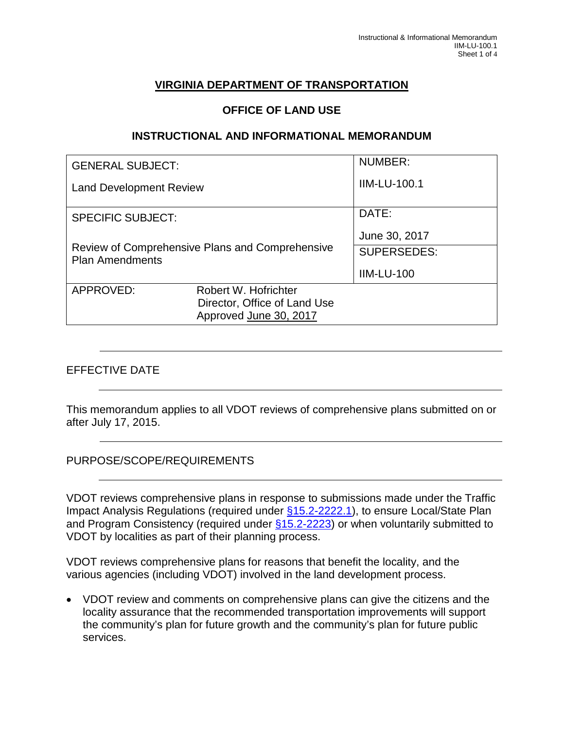# VIRGINIA DEPARTMENT OF TRANSPORTATION

## OFFICE OF LAND USE

## INSTRUCTIONAL AND INFORMATIONAL MEMORANDUM

| GENERAL SUBJECT: Land Development Review | | NUMBER: IIM-LU-100.1 |
|---|---|---|
| SPECIFIC SUBJECT: Review of Comprehensive Plans and Comprehensive Plan Amendments | | DATE: June 30, 2017 |
| | | SUPERSEDES: IIM-LU-100 |
| APPROVED: | Robert W. Hofrichter<br>Director, Office of Land Use<br>Approved June 30, 2017 | |

## EFFECTIVE DATE

This memorandum applies to all VDOT reviews of comprehensive plans submitted on or after July 17, 2015.

## PURPOSE/SCOPE/REQUIREMENTS

VDOT reviews comprehensive plans in response to submissions made under the Traffic Impact Analysis Regulations (required under §15.2-2222.1), to ensure Local/State Plan and Program Consistency (required under §15.2-2223) or when voluntarily submitted to VDOT by localities as part of their planning process.

VDOT reviews comprehensive plans for reasons that benefit the locality, and the various agencies (including VDOT) involved in the land development process.

- VDOT review and comments on comprehensive plans can give the citizens and the locality assurance that the recommended transportation improvements will support the community's plan for future growth and the community's plan for future public services.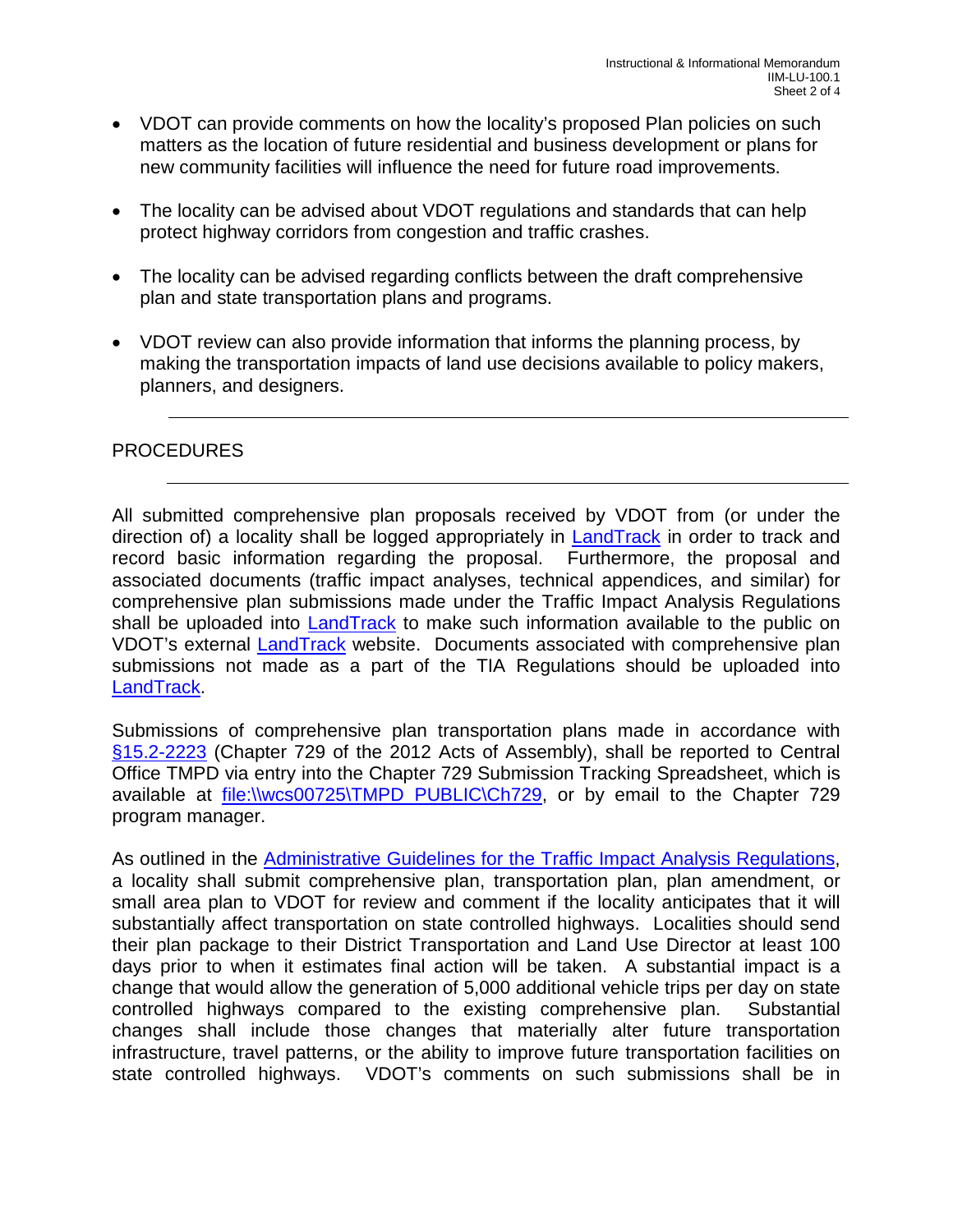- VDOT can provide comments on how the locality's proposed Plan policies on such matters as the location of future residential and business development or plans for new community facilities will influence the need for future road improvements.

- The locality can be advised about VDOT regulations and standards that can help protect highway corridors from congestion and traffic crashes.

- The locality can be advised regarding conflicts between the draft comprehensive plan and state transportation plans and programs.

- VDOT review can also provide information that informs the planning process, by making the transportation impacts of land use decisions available to policy makers, planners, and designers.

---

## PROCEDURES

---

All submitted comprehensive plan proposals received by VDOT from (or under the direction of) a locality shall be logged appropriately in LandTrack in order to track and record basic information regarding the proposal. Furthermore, the proposal and associated documents (traffic impact analyses, technical appendices, and similar) for comprehensive plan submissions made under the Traffic Impact Analysis Regulations shall be uploaded into LandTrack to make such information available to the public on VDOT's external LandTrack website. Documents associated with comprehensive plan submissions not made as a part of the TIA Regulations should be uploaded into LandTrack.

Submissions of comprehensive plan transportation plans made in accordance with §15.2-2223 (Chapter 729 of the 2012 Acts of Assembly), shall be reported to Central Office TMPD via entry into the Chapter 729 Submission Tracking Spreadsheet, which is available at file:\\wcs00725\TMPD_PUBLIC\Ch729, or by email to the Chapter 729 program manager.

As outlined in the Administrative Guidelines for the Traffic Impact Analysis Regulations, a locality shall submit comprehensive plan, transportation plan, plan amendment, or small area plan to VDOT for review and comment if the locality anticipates that it will substantially affect transportation on state controlled highways. Localities should send their plan package to their District Transportation and Land Use Director at least 100 days prior to when it estimates final action will be taken. A substantial impact is a change that would allow the generation of 5,000 additional vehicle trips per day on state controlled highways compared to the existing comprehensive plan. Substantial changes shall include those changes that materially alter future transportation infrastructure, travel patterns, or the ability to improve future transportation facilities on state controlled highways. VDOT's comments on such submissions shall be in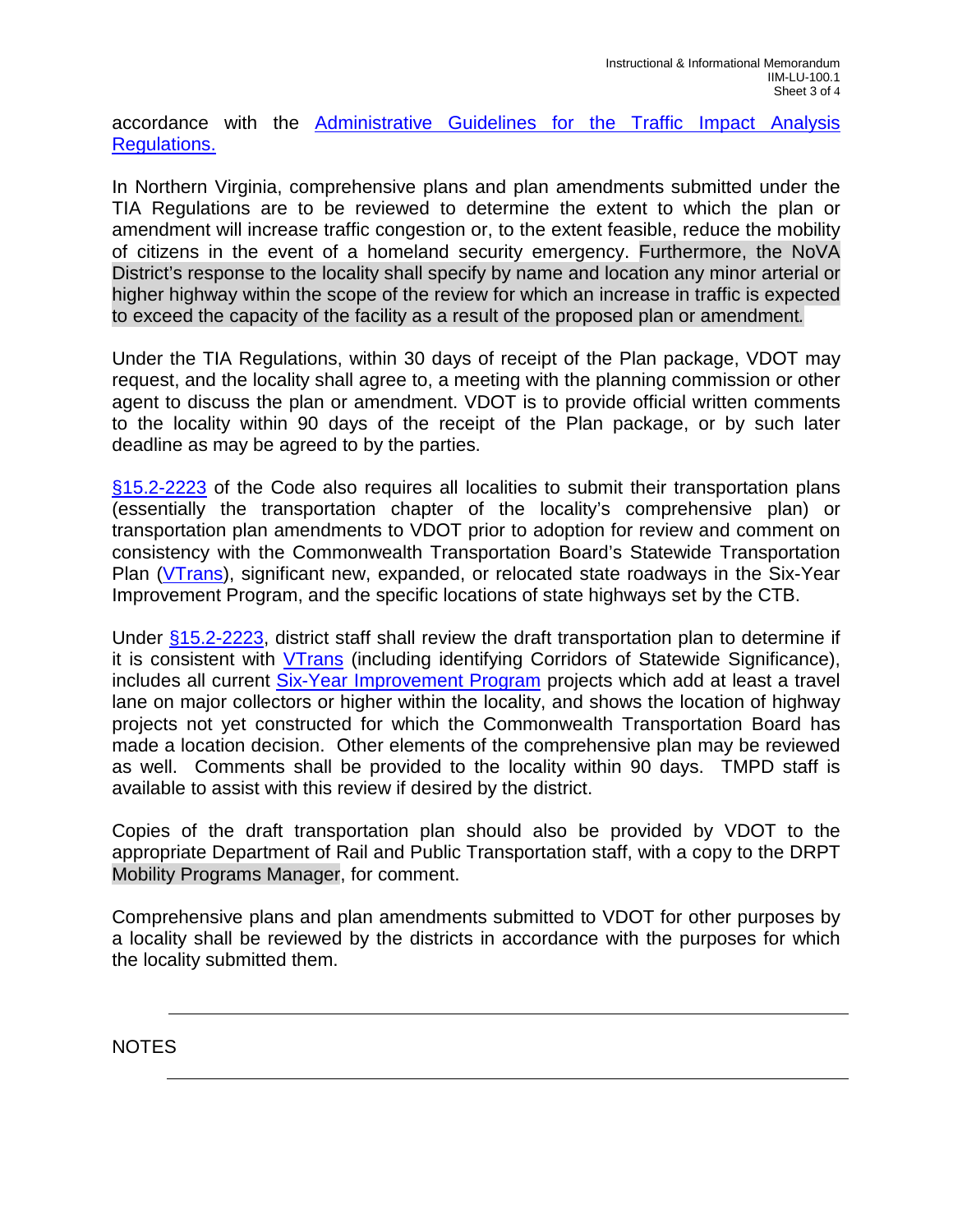accordance with the [Administrative Guidelines for the Traffic Impact Analysis Regulations.](#)

In Northern Virginia, comprehensive plans and plan amendments submitted under the TIA Regulations are to be reviewed to determine the extent to which the plan or amendment will increase traffic congestion or, to the extent feasible, reduce the mobility of citizens in the event of a homeland security emergency. Furthermore, the NoVA District's response to the locality shall specify by name and location any minor arterial or higher highway within the scope of the review for which an increase in traffic is expected to exceed the capacity of the facility as a result of the proposed plan or amendment.

Under the TIA Regulations, within 30 days of receipt of the Plan package, VDOT may request, and the locality shall agree to, a meeting with the planning commission or other agent to discuss the plan or amendment. VDOT is to provide official written comments to the locality within 90 days of the receipt of the Plan package, or by such later deadline as may be agreed to by the parties.

[§15.2-2223](#) of the Code also requires all localities to submit their transportation plans (essentially the transportation chapter of the locality's comprehensive plan) or transportation plan amendments to VDOT prior to adoption for review and comment on consistency with the Commonwealth Transportation Board's Statewide Transportation Plan ([VTrans](#)), significant new, expanded, or relocated state roadways in the Six-Year Improvement Program, and the specific locations of state highways set by the CTB.

Under [§15.2-2223](#), district staff shall review the draft transportation plan to determine if it is consistent with [VTrans](#) (including identifying Corridors of Statewide Significance), includes all current [Six-Year Improvement Program](#) projects which add at least a travel lane on major collectors or higher within the locality, and shows the location of highway projects not yet constructed for which the Commonwealth Transportation Board has made a location decision. Other elements of the comprehensive plan may be reviewed as well. Comments shall be provided to the locality within 90 days. TMPD staff is available to assist with this review if desired by the district.

Copies of the draft transportation plan should also be provided by VDOT to the appropriate Department of Rail and Public Transportation staff, with a copy to the DRPT Mobility Programs Manager, for comment.

Comprehensive plans and plan amendments submitted to VDOT for other purposes by a locality shall be reviewed by the districts in accordance with the purposes for which the locality submitted them.

---

NOTES

---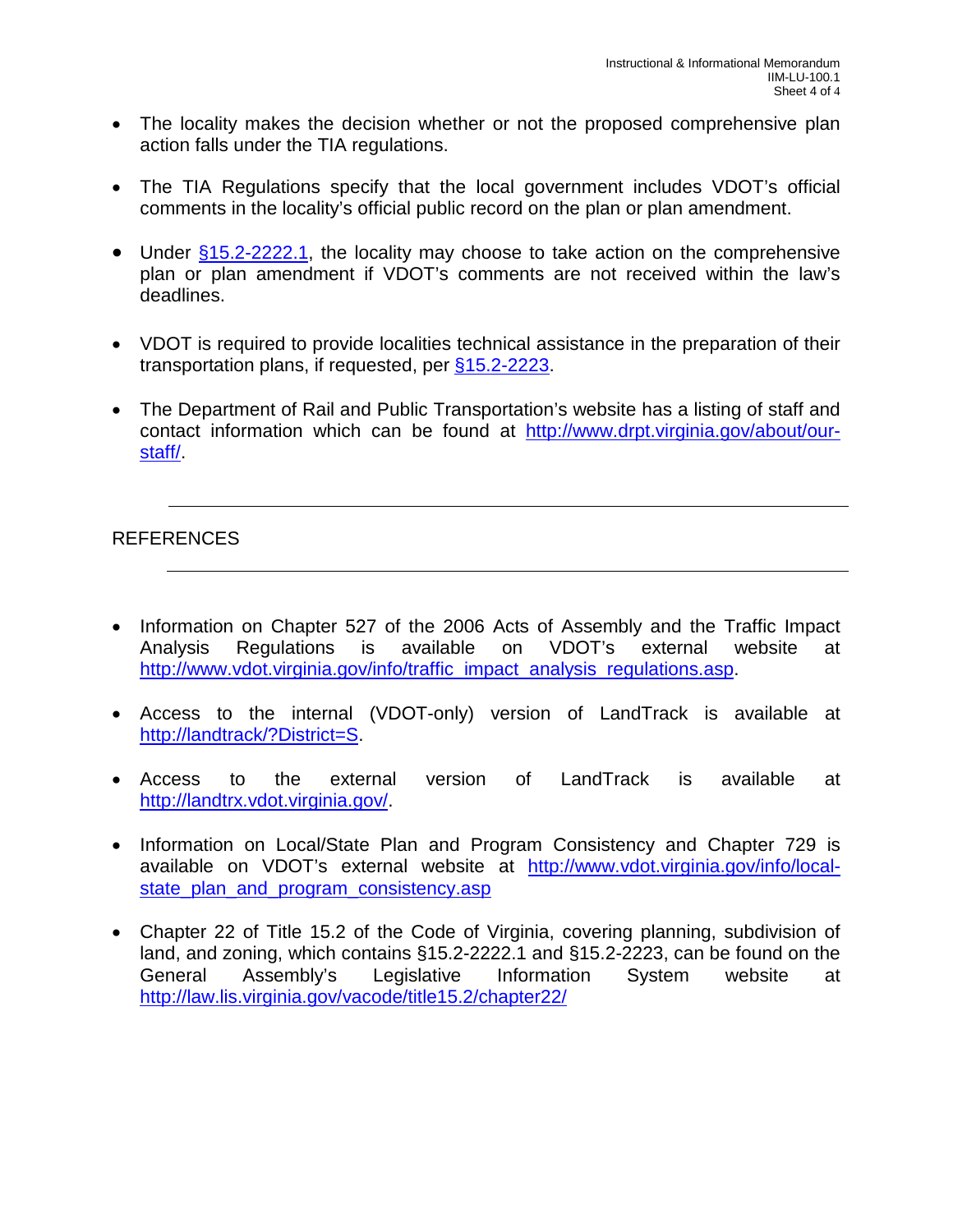- The locality makes the decision whether or not the proposed comprehensive plan action falls under the TIA regulations.

- The TIA Regulations specify that the local government includes VDOT's official comments in the locality's official public record on the plan or plan amendment.

- Under §15.2-2222.1, the locality may choose to take action on the comprehensive plan or plan amendment if VDOT's comments are not received within the law's deadlines.

- VDOT is required to provide localities technical assistance in the preparation of their transportation plans, if requested, per §15.2-2223.

- The Department of Rail and Public Transportation's website has a listing of staff and contact information which can be found at http://www.drpt.virginia.gov/about/our-staff/.

---

## REFERENCES

---

- Information on Chapter 527 of the 2006 Acts of Assembly and the Traffic Impact Analysis Regulations is available on VDOT's external website at http://www.vdot.virginia.gov/info/traffic_impact_analysis_regulations.asp.

- Access to the internal (VDOT-only) version of LandTrack is available at http://landtrack/?District=S.

- Access to the external version of LandTrack is available at http://landtrx.vdot.virginia.gov/.

- Information on Local/State Plan and Program Consistency and Chapter 729 is available on VDOT's external website at http://www.vdot.virginia.gov/info/local-state_plan_and_program_consistency.asp

- Chapter 22 of Title 15.2 of the Code of Virginia, covering planning, subdivision of land, and zoning, which contains §15.2-2222.1 and §15.2-2223, can be found on the General Assembly's Legislative Information System website at http://law.lis.virginia.gov/vacode/title15.2/chapter22/